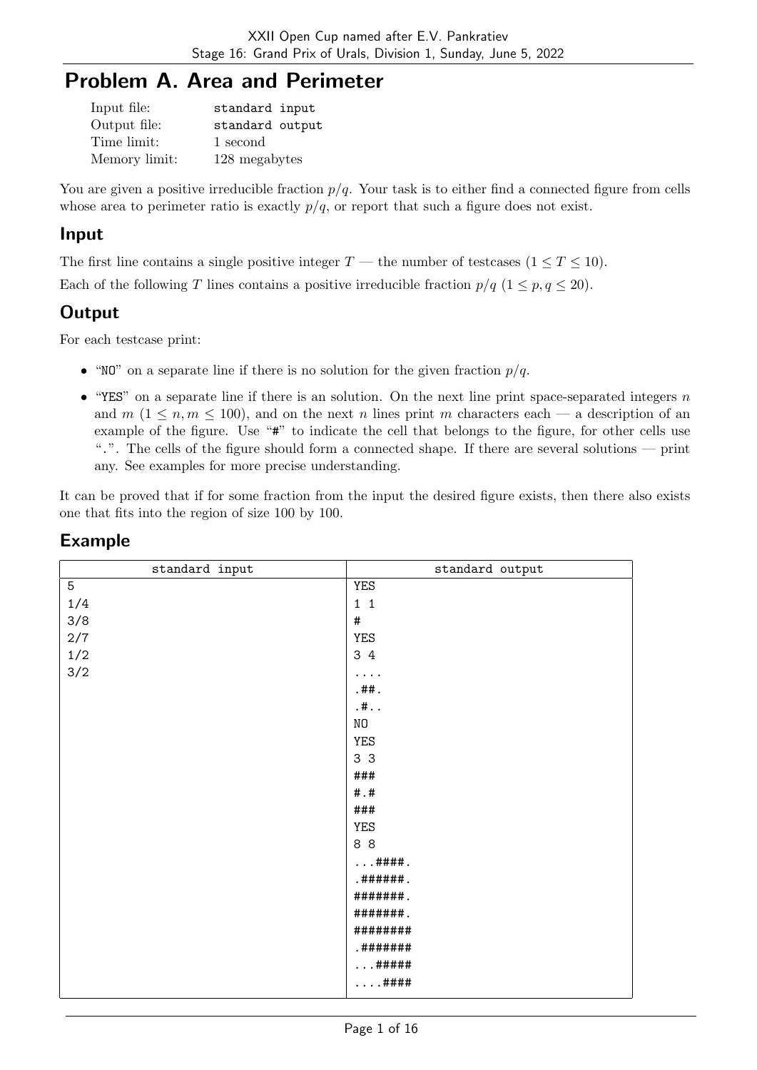# Problem A. Area and Perimeter

| | |
|---|---|
| Input file: | standard input |
| Output file: | standard output |
| Time limit: | 1 second |
| Memory limit: | 128 megabytes |

You are given a positive irreducible fraction $p/q$. Your task is to either find a connected figure from cells whose area to perimeter ratio is exactly $p/q$, or report that such a figure does not exist.

## Input

The first line contains a single positive integer $T$ — the number of testcases ($1 \le T \le 10$).

Each of the following $T$ lines contains a positive irreducible fraction $p/q$ ($1 \le p, q \le 20$).

## Output

For each testcase print:

- "NO" on a separate line if there is no solution for the given fraction $p/q$.
- "YES" on a separate line if there is an solution. On the next line print space-separated integers $n$ and $m$ ($1 \le n, m \le 100$), and on the next $n$ lines print $m$ characters each — a description of an example of the figure. Use "#" to indicate the cell that belongs to the figure, for other cells use ".". The cells of the figure should form a connected shape. If there are several solutions — print any. See examples for more precise understanding.

It can be proved that if for some fraction from the input the desired figure exists, then there also exists one that fits into the region of size 100 by 100.

## Example

| standard input | standard output |
|---|---|
| 5<br>1/4<br>3/8<br>2/7<br>1/2<br>3/2 | YES<br>1 1<br>#<br>YES<br>3 4<br>....<br>.##.<br>.#..<br>NO<br>YES<br>3 3<br>###<br>#.#<br>###<br>YES<br>8 8<br>...####.<br>.######.<br>#######.<br>#######.<br>########<br>.#######<br>...#####<br>....#### |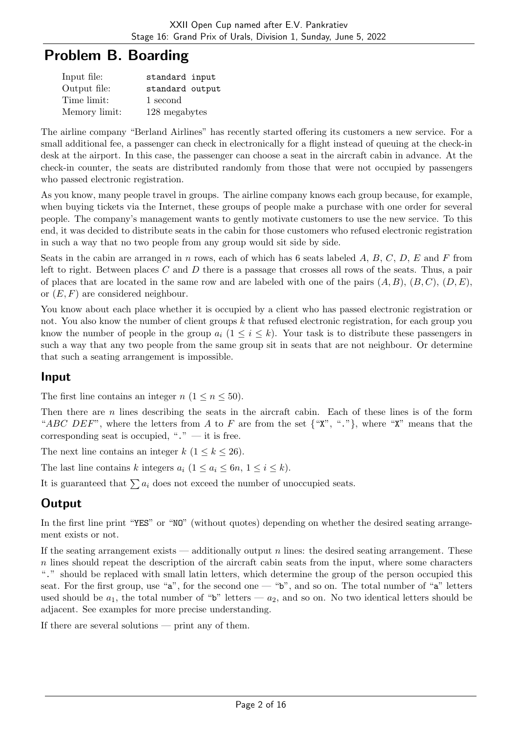# Problem B. Boarding

| | |
|---|---|
| Input file: | standard input |
| Output file: | standard output |
| Time limit: | 1 second |
| Memory limit: | 128 megabytes |

The airline company "Berland Airlines" has recently started offering its customers a new service. For a small additional fee, a passenger can check in electronically for a flight instead of queuing at the check-in desk at the airport. In this case, the passenger can choose a seat in the aircraft cabin in advance. At the check-in counter, the seats are distributed randomly from those that were not occupied by passengers who passed electronic registration.

As you know, many people travel in groups. The airline company knows each group because, for example, when buying tickets via the Internet, these groups of people make a purchase with one order for several people. The company's management wants to gently motivate customers to use the new service. To this end, it was decided to distribute seats in the cabin for those customers who refused electronic registration in such a way that no two people from any group would sit side by side.

Seats in the cabin are arranged in $n$ rows, each of which has 6 seats labeled $A$, $B$, $C$, $D$, $E$ and $F$ from left to right. Between places $C$ and $D$ there is a passage that crosses all rows of the seats. Thus, a pair of places that are located in the same row and are labeled with one of the pairs $(A, B)$, $(B, C)$, $(D, E)$, or $(E, F)$ are considered neighbour.

You know about each place whether it is occupied by a client who has passed electronic registration or not. You also know the number of client groups $k$ that refused electronic registration, for each group you know the number of people in the group $a_i$ $(1 \le i \le k)$. Your task is to distribute these passengers in such a way that any two people from the same group sit in seats that are not neighbour. Or determine that such a seating arrangement is impossible.

## Input

The first line contains an integer $n$ $(1 \le n \le 50)$.

Then there are $n$ lines describing the seats in the aircraft cabin. Each of these lines is of the form "$ABC$ $DEF$", where the letters from $A$ to $F$ are from the set {"X", "."}, where "X" means that the corresponding seat is occupied, "." — it is free.

The next line contains an integer $k$ $(1 \le k \le 26)$.

The last line contains $k$ integers $a_i$ $(1 \le a_i \le 6n,\ 1 \le i \le k)$.

It is guaranteed that $\sum a_i$ does not exceed the number of unoccupied seats.

## Output

In the first line print "YES" or "NO" (without quotes) depending on whether the desired seating arrangement exists or not.

If the seating arrangement exists — additionally output $n$ lines: the desired seating arrangement. These $n$ lines should repeat the description of the aircraft cabin seats from the input, where some characters "." should be replaced with small latin letters, which determine the group of the person occupied this seat. For the first group, use "a", for the second one — "b", and so on. The total number of "a" letters used should be $a_1$, the total number of "b" letters — $a_2$, and so on. No two identical letters should be adjacent. See examples for more precise understanding.

If there are several solutions — print any of them.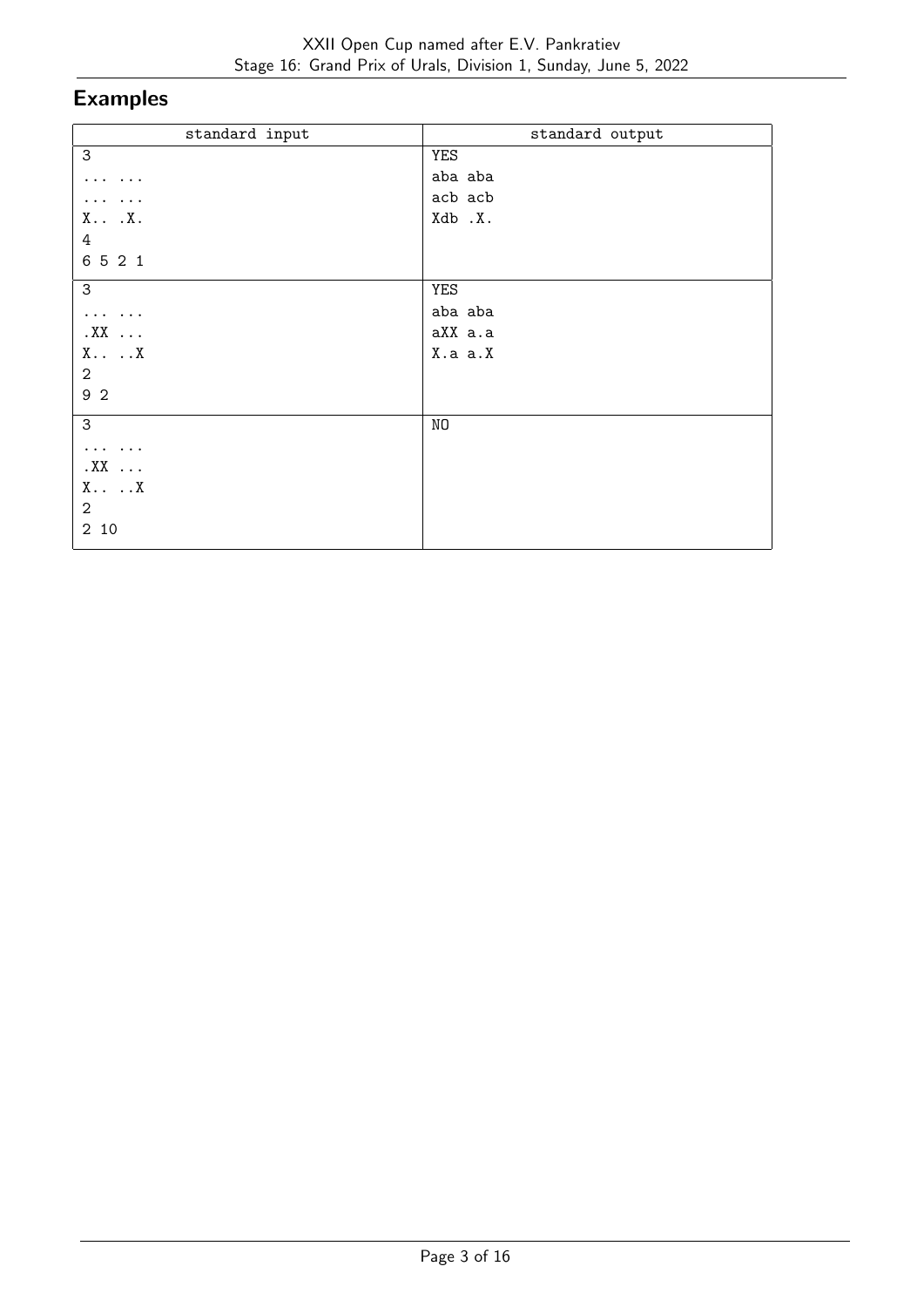## Examples

| standard input | standard output |
|---|---|
| 3<br>... ...<br>... ...<br>X.. .X.<br>4<br>6 5 2 1 | YES<br>aba aba<br>acb acb<br>Xdb .X. |
| 3<br>... ...<br>.XX ...<br>X.. ..X<br>2<br>9 2 | YES<br>aba aba<br>aXX a.a<br>X.a a.X |
| 3<br>... ...<br>.XX ...<br>X.. ..X<br>2<br>2 10 | NO |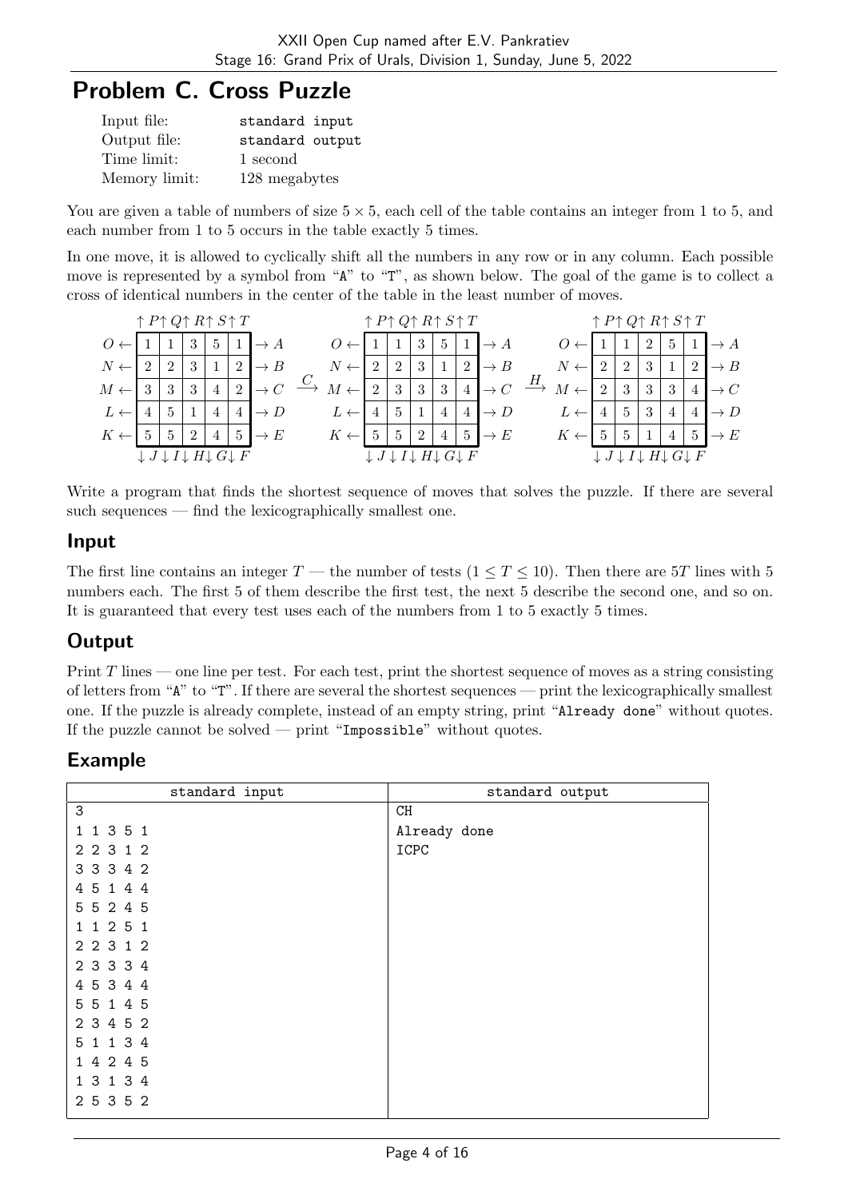# Problem C. Cross Puzzle

| | |
|---|---|
| Input file: | standard input |
| Output file: | standard output |
| Time limit: | 1 second |
| Memory limit: | 128 megabytes |

You are given a table of numbers of size $5 \times 5$, each cell of the table contains an integer from 1 to 5, and each number from 1 to 5 occurs in the table exactly 5 times.

In one move, it is allowed to cyclically shift all the numbers in any row or in any column. Each possible move is represented by a symbol from "A" to "T", as shown below. The goal of the game is to collect a cross of identical numbers in the center of the table in the least number of moves.

```
   ↑P↑Q↑R↑S↑T              ↑P↑Q↑R↑S↑T              ↑P↑Q↑R↑S↑T
O ← 1 1 3 5 1 → A       O ← 1 1 3 5 1 → A       O ← 1 1 2 5 1 → A
N ← 2 2 3 1 2 → B       N ← 2 2 3 1 2 → B       N ← 2 2 3 1 2 → B
M ← 3 3 3 4 2 → C  C→   M ← 2 3 3 3 4 → C  H→   M ← 2 3 3 3 4 → C
L ← 4 5 1 4 4 → D       L ← 4 5 1 4 4 → D       L ← 4 5 3 4 4 → D
K ← 5 5 2 4 5 → E       K ← 5 5 2 4 5 → E       K ← 5 5 1 4 5 → E
   ↓J↓I↓H↓G↓F              ↓J↓I↓H↓G↓F              ↓J↓I↓H↓G↓F
```

Write a program that finds the shortest sequence of moves that solves the puzzle. If there are several such sequences — find the lexicographically smallest one.

## Input

The first line contains an integer $T$ — the number of tests ($1 \le T \le 10$). Then there are $5T$ lines with 5 numbers each. The first 5 of them describe the first test, the next 5 describe the second one, and so on. It is guaranteed that every test uses each of the numbers from 1 to 5 exactly 5 times.

## Output

Print $T$ lines — one line per test. For each test, print the shortest sequence of moves as a string consisting of letters from "A" to "T". If there are several the shortest sequences — print the lexicographically smallest one. If the puzzle is already complete, instead of an empty string, print "Already done" without quotes. If the puzzle cannot be solved — print "Impossible" without quotes.

## Example

| standard input | standard output |
|---|---|
| 3<br>1 1 3 5 1<br>2 2 3 1 2<br>3 3 3 4 2<br>4 5 1 4 4<br>5 5 2 4 5<br>1 1 2 5 1<br>2 2 3 1 2<br>2 3 3 3 4<br>4 5 3 4 4<br>5 5 1 4 5<br>2 3 4 5 2<br>5 1 1 3 4<br>1 4 2 4 5<br>1 3 1 3 4<br>2 5 3 5 2 | CH<br>Already done<br>ICPC |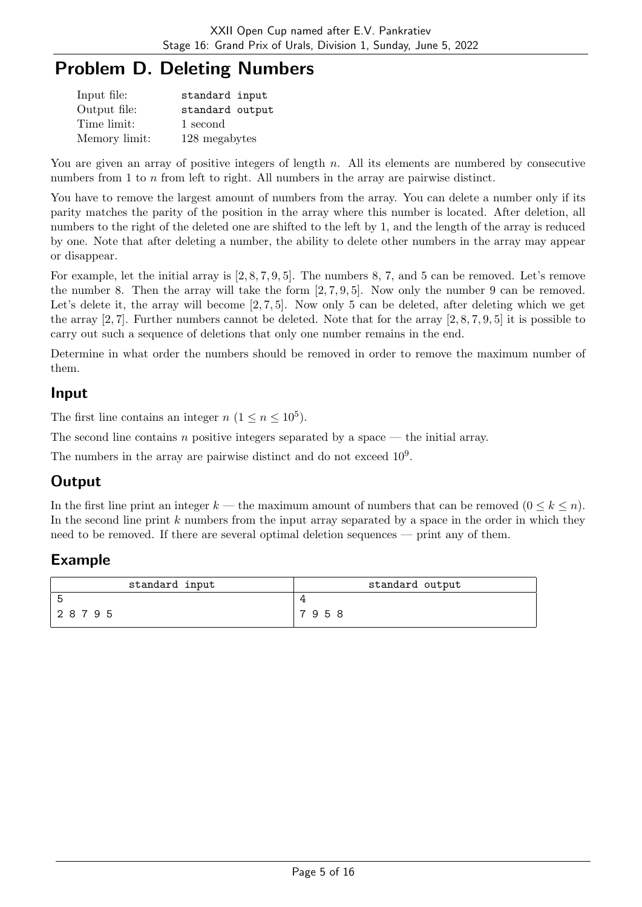# Problem D. Deleting Numbers

| | |
|---|---|
| Input file: | standard input |
| Output file: | standard output |
| Time limit: | 1 second |
| Memory limit: | 128 megabytes |

You are given an array of positive integers of length $n$. All its elements are numbered by consecutive numbers from 1 to $n$ from left to right. All numbers in the array are pairwise distinct.

You have to remove the largest amount of numbers from the array. You can delete a number only if its parity matches the parity of the position in the array where this number is located. After deletion, all numbers to the right of the deleted one are shifted to the left by 1, and the length of the array is reduced by one. Note that after deleting a number, the ability to delete other numbers in the array may appear or disappear.

For example, let the initial array is $[2, 8, 7, 9, 5]$. The numbers 8, 7, and 5 can be removed. Let's remove the number 8. Then the array will take the form $[2, 7, 9, 5]$. Now only the number 9 can be removed. Let's delete it, the array will become $[2, 7, 5]$. Now only 5 can be deleted, after deleting which we get the array $[2, 7]$. Further numbers cannot be deleted. Note that for the array $[2, 8, 7, 9, 5]$ it is possible to carry out such a sequence of deletions that only one number remains in the end.

Determine in what order the numbers should be removed in order to remove the maximum number of them.

## Input

The first line contains an integer $n$ ($1 \le n \le 10^5$).

The second line contains $n$ positive integers separated by a space — the initial array.

The numbers in the array are pairwise distinct and do not exceed $10^9$.

## Output

In the first line print an integer $k$ — the maximum amount of numbers that can be removed ($0 \le k \le n$). In the second line print $k$ numbers from the input array separated by a space in the order in which they need to be removed. If there are several optimal deletion sequences — print any of them.

## Example

| standard input | standard output |
|---|---|
| 5<br>2 8 7 9 5 | 4<br>7 9 5 8 |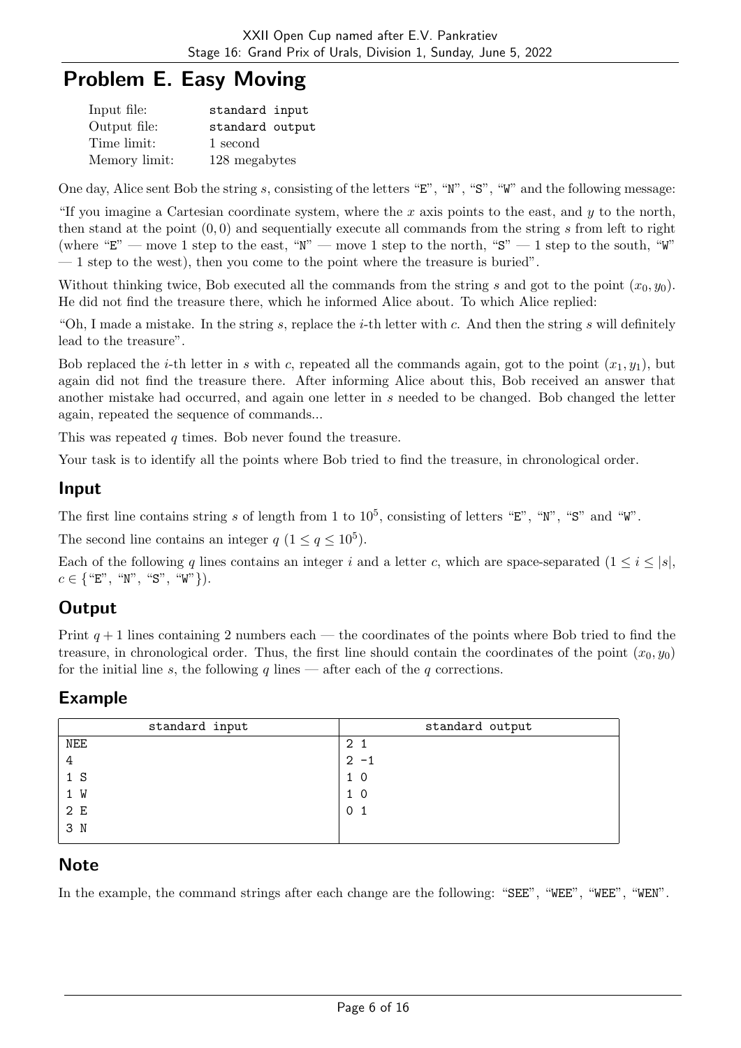# Problem E. Easy Moving

| | |
|---|---|
| Input file: | standard input |
| Output file: | standard output |
| Time limit: | 1 second |
| Memory limit: | 128 megabytes |

One day, Alice sent Bob the string $s$, consisting of the letters "E", "N", "S", "W" and the following message:

"If you imagine a Cartesian coordinate system, where the $x$ axis points to the east, and $y$ to the north, then stand at the point $(0, 0)$ and sequentially execute all commands from the string $s$ from left to right (where "E" — move 1 step to the east, "N" — move 1 step to the north, "S" — 1 step to the south, "W" — 1 step to the west), then you come to the point where the treasure is buried".

Without thinking twice, Bob executed all the commands from the string $s$ and got to the point $(x_0, y_0)$. He did not find the treasure there, which he informed Alice about. To which Alice replied:

"Oh, I made a mistake. In the string $s$, replace the $i$-th letter with $c$. And then the string $s$ will definitely lead to the treasure".

Bob replaced the $i$-th letter in $s$ with $c$, repeated all the commands again, got to the point $(x_1, y_1)$, but again did not find the treasure there. After informing Alice about this, Bob received an answer that another mistake had occurred, and again one letter in $s$ needed to be changed. Bob changed the letter again, repeated the sequence of commands...

This was repeated $q$ times. Bob never found the treasure.

Your task is to identify all the points where Bob tried to find the treasure, in chronological order.

## Input

The first line contains string $s$ of length from 1 to $10^5$, consisting of letters "E", "N", "S" and "W".

The second line contains an integer $q$ ($1 \le q \le 10^5$).

Each of the following $q$ lines contains an integer $i$ and a letter $c$, which are space-separated ($1 \le i \le |s|$, $c \in \{$"E", "N", "S", "W"$\}$).

## Output

Print $q + 1$ lines containing 2 numbers each — the coordinates of the points where Bob tried to find the treasure, in chronological order. Thus, the first line should contain the coordinates of the point $(x_0, y_0)$ for the initial line $s$, the following $q$ lines — after each of the $q$ corrections.

## Example

| standard input | standard output |
|---|---|
| NEE<br>4<br>1 S<br>1 W<br>2 E<br>3 N | 2 1<br>2 -1<br>1 0<br>1 0<br>0 1 |

## Note

In the example, the command strings after each change are the following: "SEE", "WEE", "WEE", "WEN".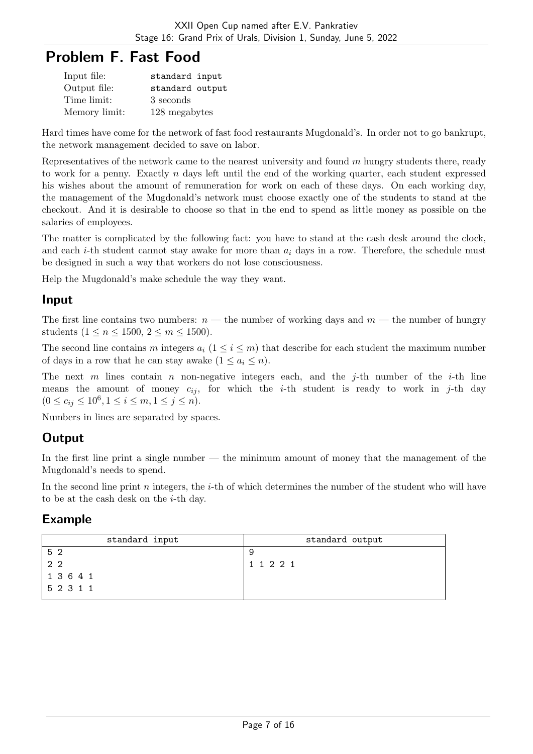# Problem F. Fast Food

| | |
|---|---|
| Input file: | standard input |
| Output file: | standard output |
| Time limit: | 3 seconds |
| Memory limit: | 128 megabytes |

Hard times have come for the network of fast food restaurants Mugdonald's. In order not to go bankrupt, the network management decided to save on labor.

Representatives of the network came to the nearest university and found $m$ hungry students there, ready to work for a penny. Exactly $n$ days left until the end of the working quarter, each student expressed his wishes about the amount of remuneration for work on each of these days. On each working day, the management of the Mugdonald's network must choose exactly one of the students to stand at the checkout. And it is desirable to choose so that in the end to spend as little money as possible on the salaries of employees.

The matter is complicated by the following fact: you have to stand at the cash desk around the clock, and each $i$-th student cannot stay awake for more than $a_i$ days in a row. Therefore, the schedule must be designed in such a way that workers do not lose consciousness.

Help the Mugdonald's make schedule the way they want.

## Input

The first line contains two numbers: $n$ — the number of working days and $m$ — the number of hungry students ($1 \le n \le 1500$, $2 \le m \le 1500$).

The second line contains $m$ integers $a_i$ ($1 \le i \le m$) that describe for each student the maximum number of days in a row that he can stay awake ($1 \le a_i \le n$).

The next $m$ lines contain $n$ non-negative integers each, and the $j$-th number of the $i$-th line means the amount of money $c_{ij}$, for which the $i$-th student is ready to work in $j$-th day ($0 \le c_{ij} \le 10^6, 1 \le i \le m, 1 \le j \le n$).

Numbers in lines are separated by spaces.

## Output

In the first line print a single number — the minimum amount of money that the management of the Mugdonald's needs to spend.

In the second line print $n$ integers, the $i$-th of which determines the number of the student who will have to be at the cash desk on the $i$-th day.

## Example

| standard input | standard output |
|---|---|
| 5 2<br>2 2<br>1 3 6 4 1<br>5 2 3 1 1 | 9<br>1 1 2 2 1 |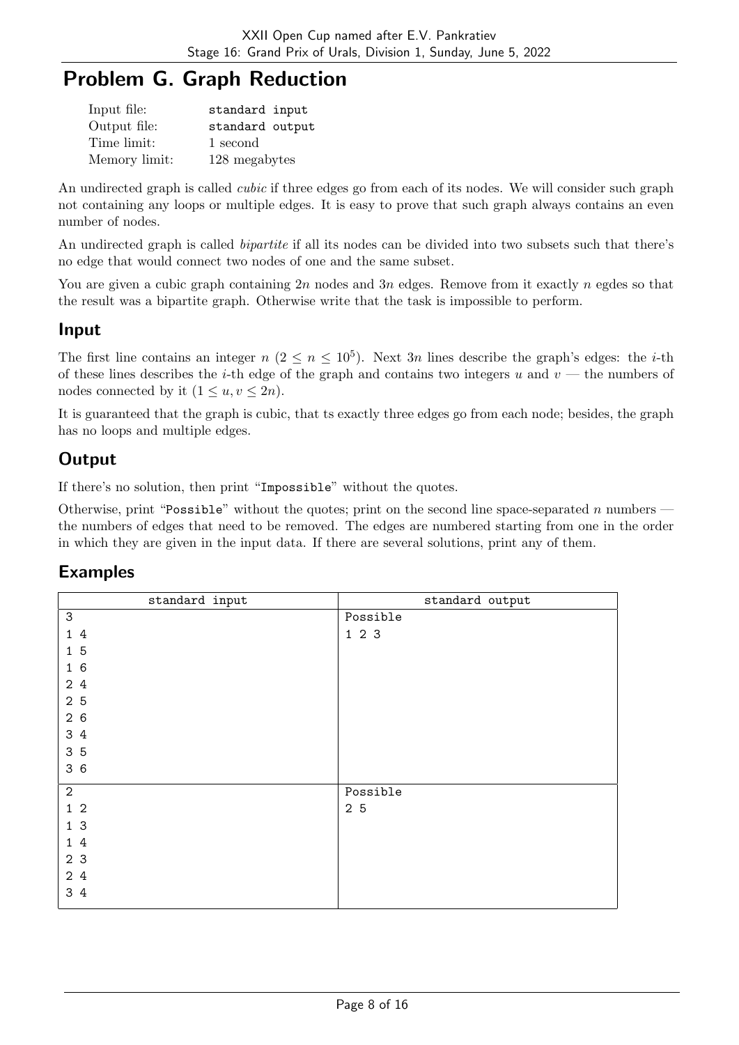# Problem G. Graph Reduction

| | |
|---|---|
| Input file: | standard input |
| Output file: | standard output |
| Time limit: | 1 second |
| Memory limit: | 128 megabytes |

An undirected graph is called *cubic* if three edges go from each of its nodes. We will consider such graph not containing any loops or multiple edges. It is easy to prove that such graph always contains an even number of nodes.

An undirected graph is called *bipartite* if all its nodes can be divided into two subsets such that there's no edge that would connect two nodes of one and the same subset.

You are given a cubic graph containing $2n$ nodes and $3n$ edges. Remove from it exactly $n$ egdes so that the result was a bipartite graph. Otherwise write that the task is impossible to perform.

## Input

The first line contains an integer $n$ ($2 \le n \le 10^5$). Next $3n$ lines describe the graph's edges: the $i$-th of these lines describes the $i$-th edge of the graph and contains two integers $u$ and $v$ — the numbers of nodes connected by it ($1 \le u, v \le 2n$).

It is guaranteed that the graph is cubic, that ts exactly three edges go from each node; besides, the graph has no loops and multiple edges.

## Output

If there's no solution, then print "`Impossible`" without the quotes.

Otherwise, print "`Possible`" without the quotes; print on the second line space-separated $n$ numbers — the numbers of edges that need to be removed. The edges are numbered starting from one in the order in which they are given in the input data. If there are several solutions, print any of them.

## Examples

| standard input | standard output |
|---|---|
| 3<br>1 4<br>1 5<br>1 6<br>2 4<br>2 5<br>2 6<br>3 4<br>3 5<br>3 6 | Possible<br>1 2 3 |
| 2<br>1 2<br>1 3<br>1 4<br>2 3<br>2 4<br>3 4 | Possible<br>2 5 |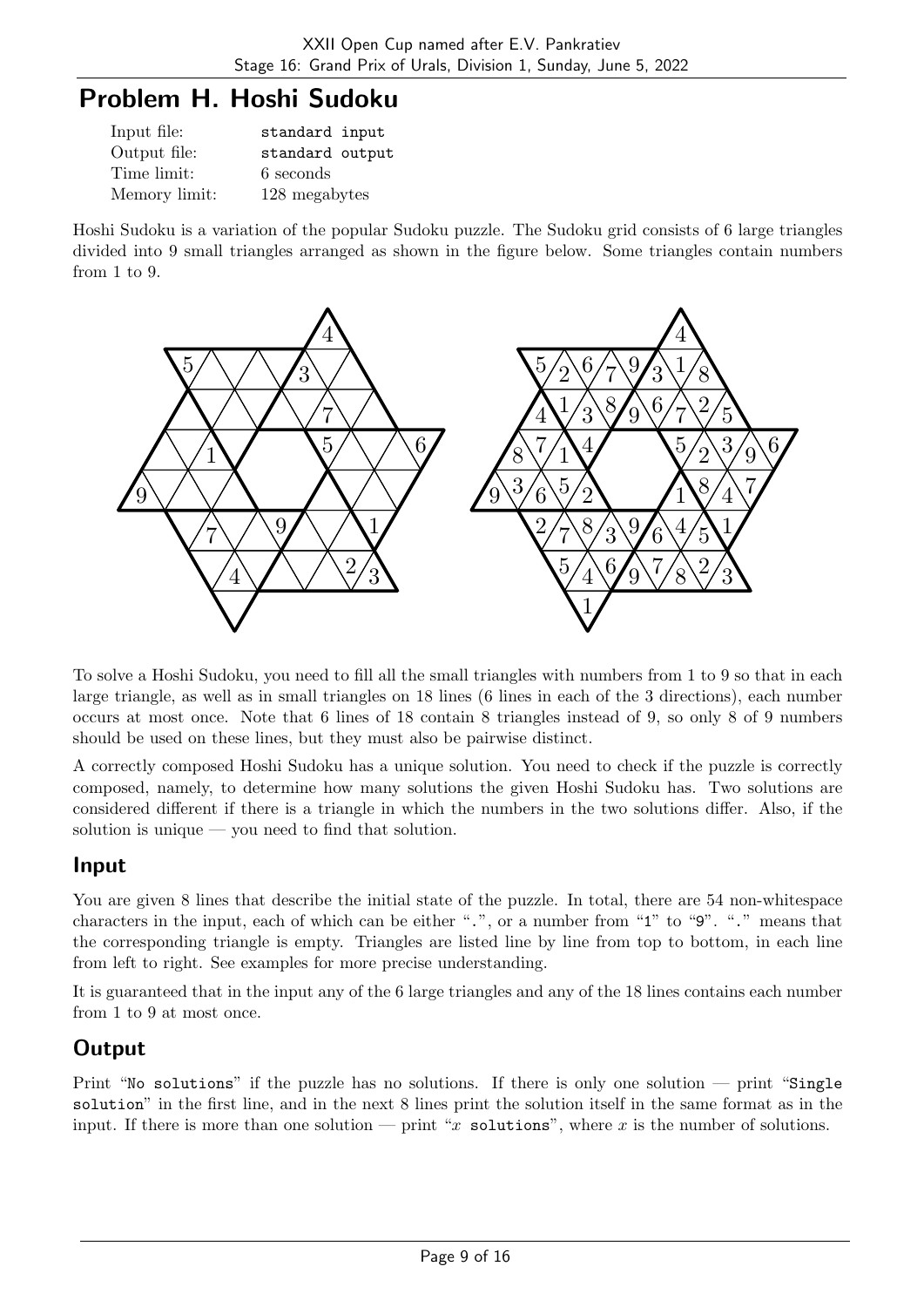# Problem H. Hoshi Sudoku

| | |
|---|---|
| Input file: | standard input |
| Output file: | standard output |
| Time limit: | 6 seconds |
| Memory limit: | 128 megabytes |

Hoshi Sudoku is a variation of the popular Sudoku puzzle. The Sudoku grid consists of 6 large triangles divided into 9 small triangles arranged as shown in the figure below. Some triangles contain numbers from 1 to 9.

To solve a Hoshi Sudoku, you need to fill all the small triangles with numbers from 1 to 9 so that in each large triangle, as well as in small triangles on 18 lines (6 lines in each of the 3 directions), each number occurs at most once. Note that 6 lines of 18 contain 8 triangles instead of 9, so only 8 of 9 numbers should be used on these lines, but they must also be pairwise distinct.

A correctly composed Hoshi Sudoku has a unique solution. You need to check if the puzzle is correctly composed, namely, to determine how many solutions the given Hoshi Sudoku has. Two solutions are considered different if there is a triangle in which the numbers in the two solutions differ. Also, if the solution is unique — you need to find that solution.

## Input

You are given 8 lines that describe the initial state of the puzzle. In total, there are 54 non-whitespace characters in the input, each of which can be either ".", or a number from "1" to "9". "." means that the corresponding triangle is empty. Triangles are listed line by line from top to bottom, in each line from left to right. See examples for more precise understanding.

It is guaranteed that in the input any of the 6 large triangles and any of the 18 lines contains each number from 1 to 9 at most once.

## Output

Print "No solutions" if the puzzle has no solutions. If there is only one solution — print "Single solution" in the first line, and in the next 8 lines print the solution itself in the same format as in the input. If there is more than one solution — print "$x$ solutions", where $x$ is the number of solutions.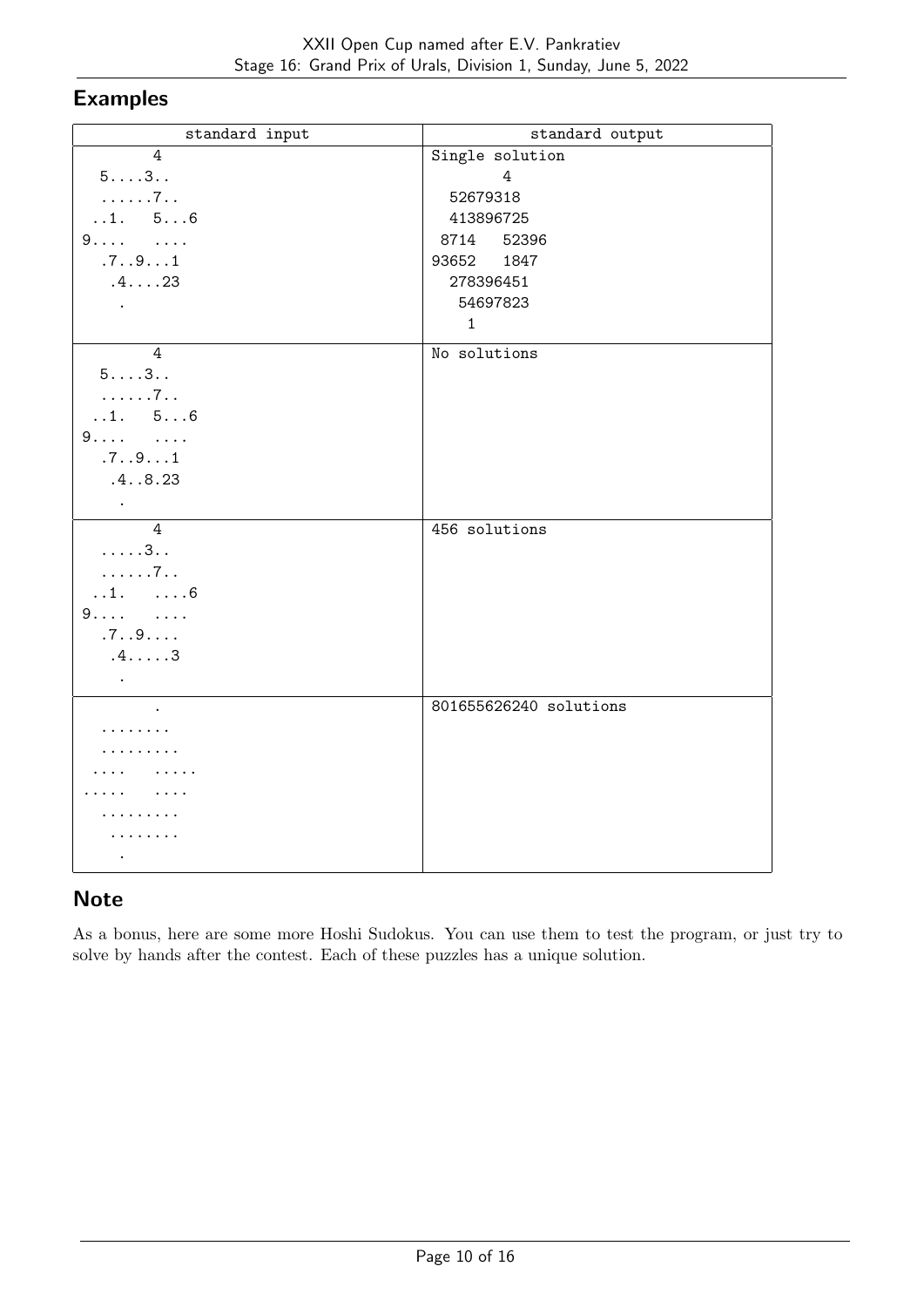## Examples

<table>
<tr><th>standard input</th><th>standard output</th></tr>
<tr><td><pre>
       4
  5....3..
  ......7..
 ..1.  5...6
9....  ....
  .7..9...1
   .4....23
    .
</pre></td><td><pre>
Single solution
       4
  52679318
  413896725
 8714  52396
93652  1847
  278396451
   54697823
    1
</pre></td></tr>
<tr><td><pre>
       4
  5....3..
  ......7..
 ..1.  5...6
9....  ....
  .7..9...1
   .4..8.23
    .
</pre></td><td><pre>
No solutions
</pre></td></tr>
<tr><td><pre>
       4
  .....3..
  ......7..
 ..1.  ....6
9....  ....
  .7..9....
   .4.....3
    .
</pre></td><td><pre>
456 solutions
</pre></td></tr>
<tr><td><pre>
       .
  ........
  .........
 ....  .....
.....  ....
  .........
   ........
    .
</pre></td><td><pre>
801655626240 solutions
</pre></td></tr>
</table>

## Note

As a bonus, here are some more Hoshi Sudokus. You can use them to test the program, or just try to solve by hands after the contest. Each of these puzzles has a unique solution.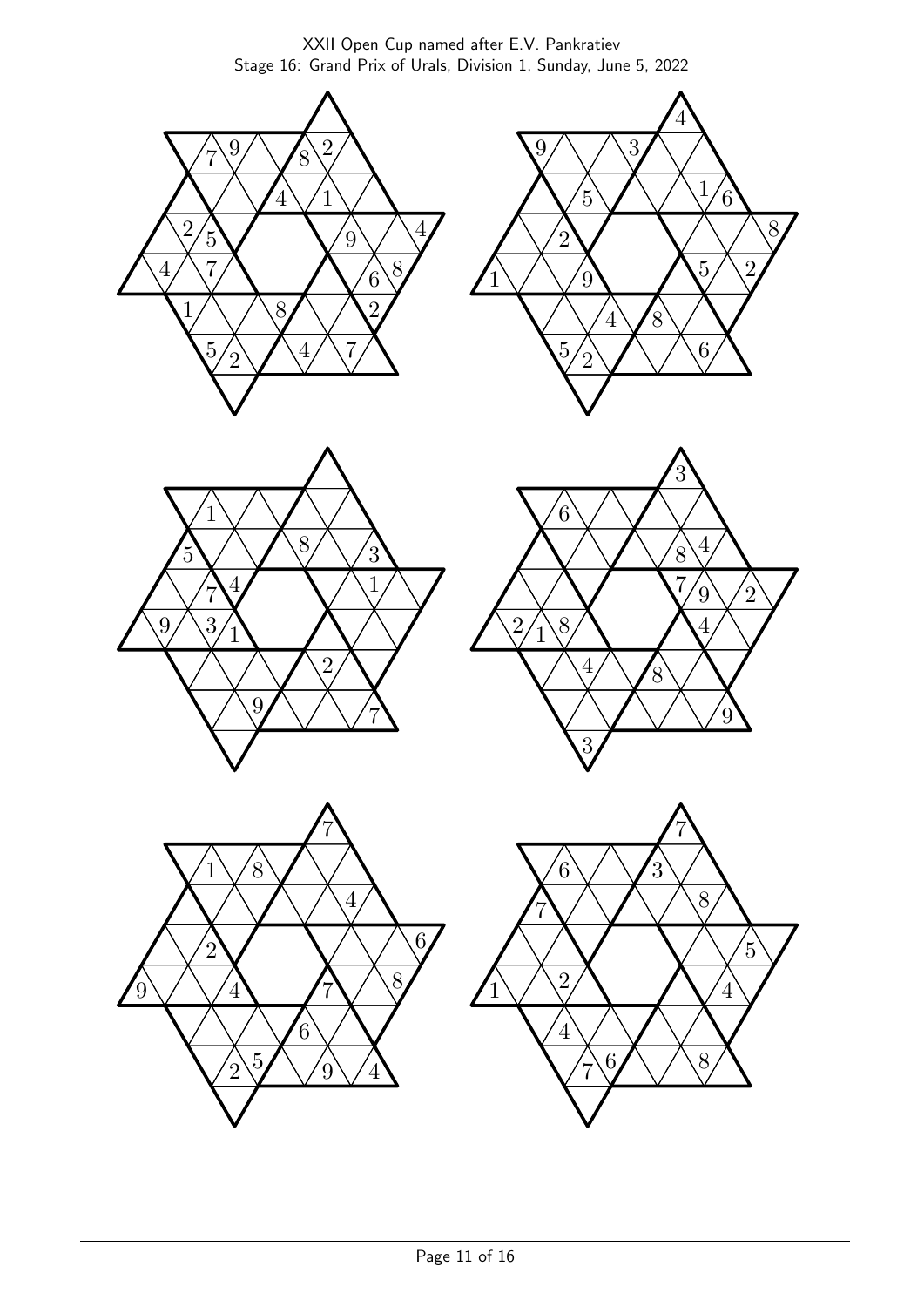7 9 8 2
4 1
2 5 9 4
4 7 6 8
1 8 2
5 2 4 7

4
9 3
5 1 6
2 8
1 9 5 2
4 8
5 2 6

1
5 8 3
7 4 1
9 3 1
2
9 7

3
6
8 4
7 9 2
2 1 8 4
4 8
9
3

7
1 8
4
2 6
9 4 7 8
6
2 5 9 4

7
6 3
7 8
5
1 2 4
4
7 6 8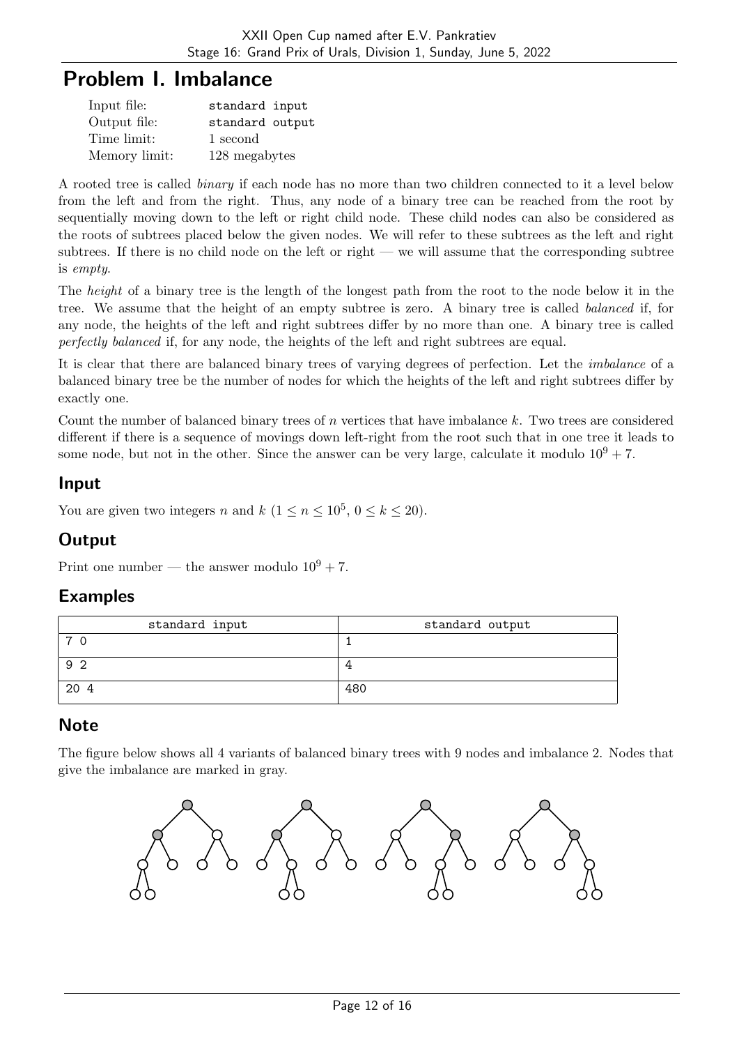# Problem I. Imbalance

| | |
|---|---|
| Input file: | standard input |
| Output file: | standard output |
| Time limit: | 1 second |
| Memory limit: | 128 megabytes |

A rooted tree is called *binary* if each node has no more than two children connected to it a level below from the left and from the right. Thus, any node of a binary tree can be reached from the root by sequentially moving down to the left or right child node. These child nodes can also be considered as the roots of subtrees placed below the given nodes. We will refer to these subtrees as the left and right subtrees. If there is no child node on the left or right — we will assume that the corresponding subtree is *empty*.

The *height* of a binary tree is the length of the longest path from the root to the node below it in the tree. We assume that the height of an empty subtree is zero. A binary tree is called *balanced* if, for any node, the heights of the left and right subtrees differ by no more than one. A binary tree is called *perfectly balanced* if, for any node, the heights of the left and right subtrees are equal.

It is clear that there are balanced binary trees of varying degrees of perfection. Let the *imbalance* of a balanced binary tree be the number of nodes for which the heights of the left and right subtrees differ by exactly one.

Count the number of balanced binary trees of $n$ vertices that have imbalance $k$. Two trees are considered different if there is a sequence of movings down left-right from the root such that in one tree it leads to some node, but not in the other. Since the answer can be very large, calculate it modulo $10^9 + 7$.

## Input

You are given two integers $n$ and $k$ ($1 \le n \le 10^5$, $0 \le k \le 20$).

## Output

Print one number — the answer modulo $10^9 + 7$.

## Examples

| standard input | standard output |
|---|---|
| 7 0 | 1 |
| 9 2 | 4 |
| 20 4 | 480 |

## Note

The figure below shows all 4 variants of balanced binary trees with 9 nodes and imbalance 2. Nodes that give the imbalance are marked in gray.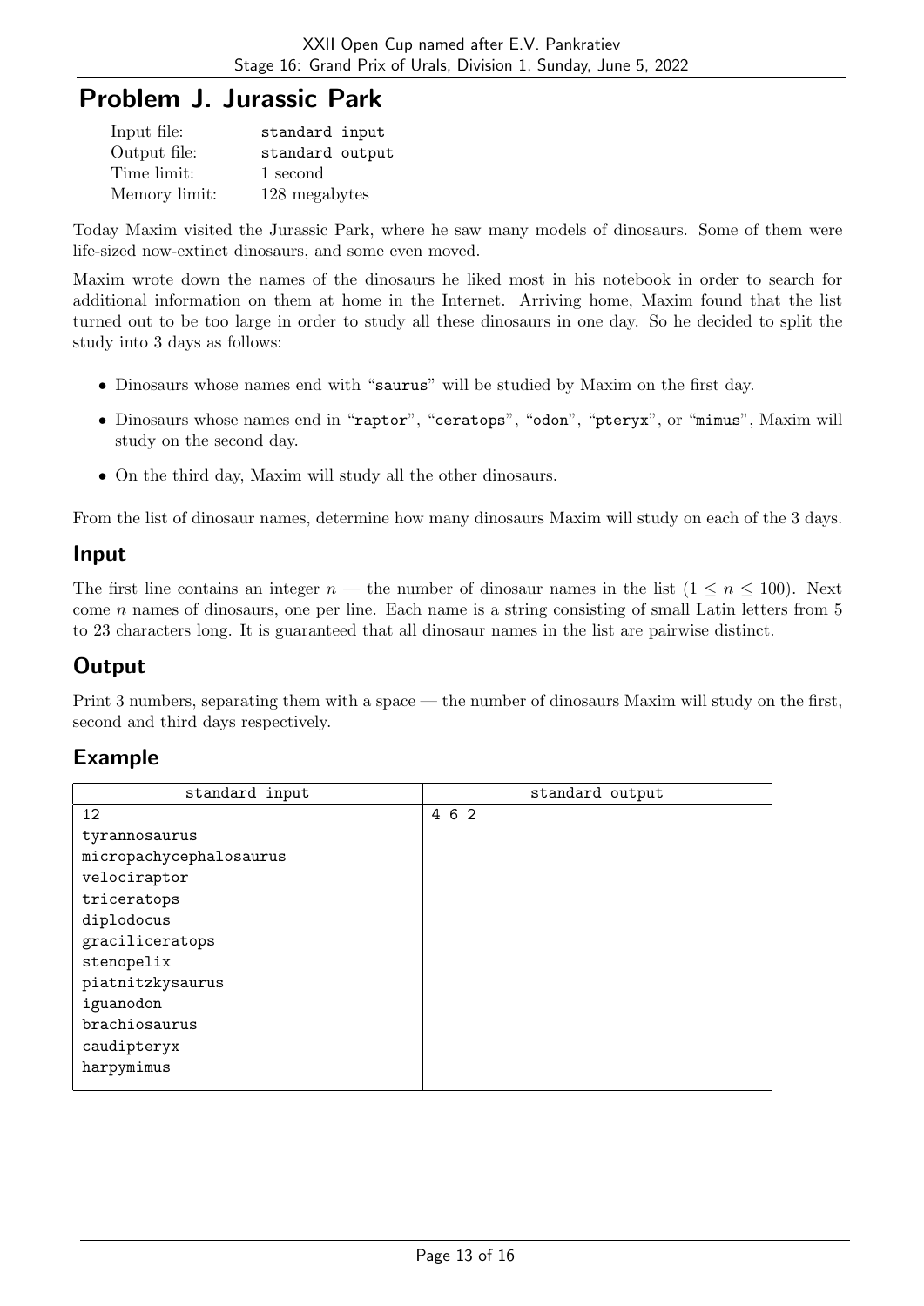# Problem J. Jurassic Park

| | |
|---|---|
| Input file: | standard input |
| Output file: | standard output |
| Time limit: | 1 second |
| Memory limit: | 128 megabytes |

Today Maxim visited the Jurassic Park, where he saw many models of dinosaurs. Some of them were life-sized now-extinct dinosaurs, and some even moved.

Maxim wrote down the names of the dinosaurs he liked most in his notebook in order to search for additional information on them at home in the Internet. Arriving home, Maxim found that the list turned out to be too large in order to study all these dinosaurs in one day. So he decided to split the study into 3 days as follows:

- Dinosaurs whose names end with "saurus" will be studied by Maxim on the first day.
- Dinosaurs whose names end in "raptor", "ceratops", "odon", "pteryx", or "mimus", Maxim will study on the second day.
- On the third day, Maxim will study all the other dinosaurs.

From the list of dinosaur names, determine how many dinosaurs Maxim will study on each of the 3 days.

## Input

The first line contains an integer $n$ — the number of dinosaur names in the list ($1 \le n \le 100$). Next come $n$ names of dinosaurs, one per line. Each name is a string consisting of small Latin letters from 5 to 23 characters long. It is guaranteed that all dinosaur names in the list are pairwise distinct.

## Output

Print 3 numbers, separating them with a space — the number of dinosaurs Maxim will study on the first, second and third days respectively.

## Example

| standard input | standard output |
|---|---|
| 12<br>tyrannosaurus<br>micropachycephalosaurus<br>velociraptor<br>triceratops<br>diplodocus<br>graciliceratops<br>stenopelix<br>piatnitzkysaurus<br>iguanodon<br>brachiosaurus<br>caudipteryx<br>harpymimus | 4 6 2 |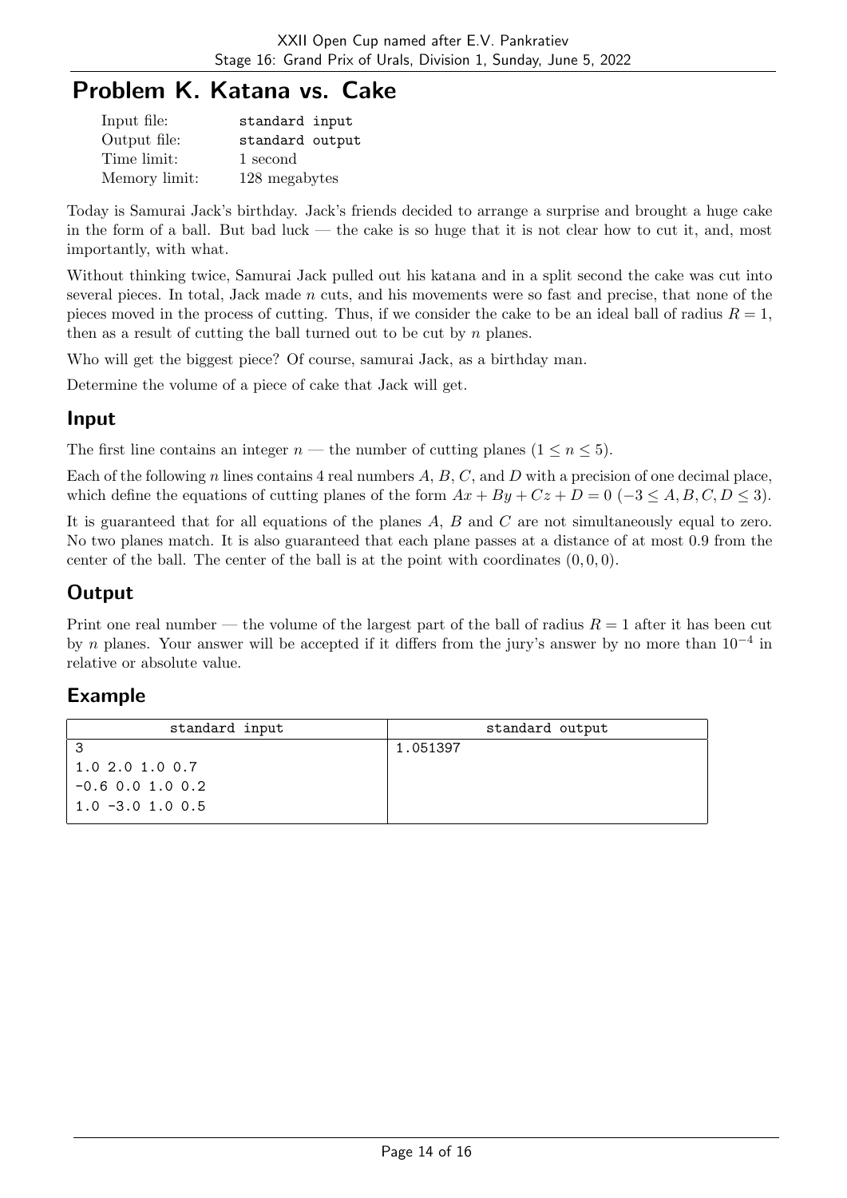# Problem K. Katana vs. Cake

| | |
|---|---|
| Input file: | standard input |
| Output file: | standard output |
| Time limit: | 1 second |
| Memory limit: | 128 megabytes |

Today is Samurai Jack's birthday. Jack's friends decided to arrange a surprise and brought a huge cake in the form of a ball. But bad luck — the cake is so huge that it is not clear how to cut it, and, most importantly, with what.

Without thinking twice, Samurai Jack pulled out his katana and in a split second the cake was cut into several pieces. In total, Jack made $n$ cuts, and his movements were so fast and precise, that none of the pieces moved in the process of cutting. Thus, if we consider the cake to be an ideal ball of radius $R = 1$, then as a result of cutting the ball turned out to be cut by $n$ planes.

Who will get the biggest piece? Of course, samurai Jack, as a birthday man.

Determine the volume of a piece of cake that Jack will get.

## Input

The first line contains an integer $n$ — the number of cutting planes ($1 \le n \le 5$).

Each of the following $n$ lines contains 4 real numbers $A$, $B$, $C$, and $D$ with a precision of one decimal place, which define the equations of cutting planes of the form $Ax + By + Cz + D = 0$ ($-3 \le A, B, C, D \le 3$).

It is guaranteed that for all equations of the planes $A$, $B$ and $C$ are not simultaneously equal to zero. No two planes match. It is also guaranteed that each plane passes at a distance of at most 0.9 from the center of the ball. The center of the ball is at the point with coordinates $(0, 0, 0)$.

## Output

Print one real number — the volume of the largest part of the ball of radius $R = 1$ after it has been cut by $n$ planes. Your answer will be accepted if it differs from the jury's answer by no more than $10^{-4}$ in relative or absolute value.

## Example

| standard input | standard output |
|---|---|
| 3<br>1.0 2.0 1.0 0.7<br>-0.6 0.0 1.0 0.2<br>1.0 -3.0 1.0 0.5 | 1.051397 |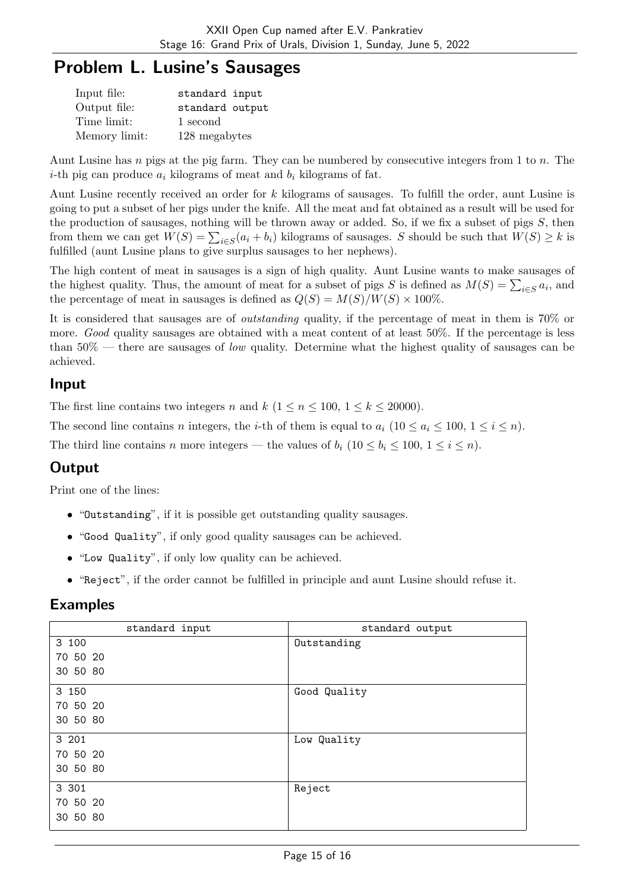# Problem L. Lusine's Sausages

| | |
|---|---|
| Input file: | standard input |
| Output file: | standard output |
| Time limit: | 1 second |
| Memory limit: | 128 megabytes |

Aunt Lusine has $n$ pigs at the pig farm. They can be numbered by consecutive integers from 1 to $n$. The $i$-th pig can produce $a_i$ kilograms of meat and $b_i$ kilograms of fat.

Aunt Lusine recently received an order for $k$ kilograms of sausages. To fulfill the order, aunt Lusine is going to put a subset of her pigs under the knife. All the meat and fat obtained as a result will be used for the production of sausages, nothing will be thrown away or added. So, if we fix a subset of pigs $S$, then from them we can get $W(S) = \sum_{i \in S}(a_i + b_i)$ kilograms of sausages. $S$ should be such that $W(S) \geq k$ is fulfilled (aunt Lusine plans to give surplus sausages to her nephews).

The high content of meat in sausages is a sign of high quality. Aunt Lusine wants to make sausages of the highest quality. Thus, the amount of meat for a subset of pigs $S$ is defined as $M(S) = \sum_{i \in S} a_i$, and the percentage of meat in sausages is defined as $Q(S) = M(S)/W(S) \times 100\%$.

It is considered that sausages are of *outstanding* quality, if the percentage of meat in them is 70% or more. *Good* quality sausages are obtained with a meat content of at least 50%. If the percentage is less than 50% — there are sausages of *low* quality. Determine what the highest quality of sausages can be achieved.

## Input

The first line contains two integers $n$ and $k$ ($1 \leq n \leq 100$, $1 \leq k \leq 20000$).

The second line contains $n$ integers, the $i$-th of them is equal to $a_i$ ($10 \leq a_i \leq 100$, $1 \leq i \leq n$).

The third line contains $n$ more integers — the values of $b_i$ ($10 \leq b_i \leq 100$, $1 \leq i \leq n$).

## Output

Print one of the lines:

- "Outstanding", if it is possible get outstanding quality sausages.
- "Good Quality", if only good quality sausages can be achieved.
- "Low Quality", if only low quality can be achieved.
- "Reject", if the order cannot be fulfilled in principle and aunt Lusine should refuse it.

## Examples

| standard input | standard output |
|---|---|
| 3 100<br>70 50 20<br>30 50 80 | Outstanding |
| 3 150<br>70 50 20<br>30 50 80 | Good Quality |
| 3 201<br>70 50 20<br>30 50 80 | Low Quality |
| 3 301<br>70 50 20<br>30 50 80 | Reject |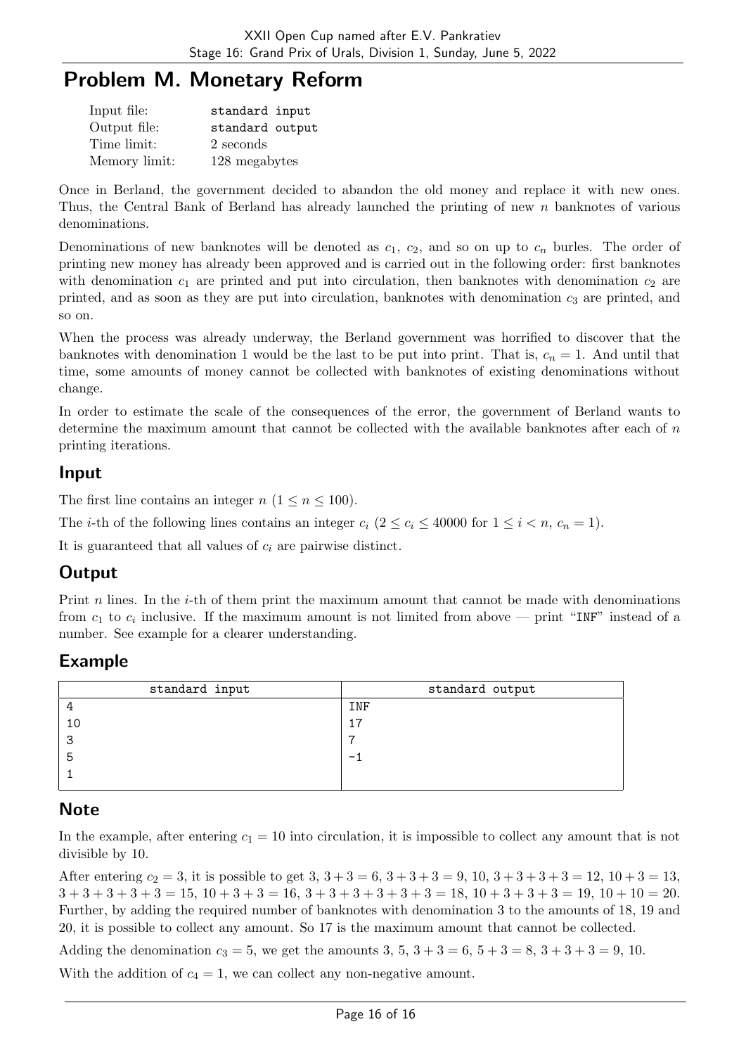# Problem M. Monetary Reform

| | |
|---|---|
| Input file: | standard input |
| Output file: | standard output |
| Time limit: | 2 seconds |
| Memory limit: | 128 megabytes |

Once in Berland, the government decided to abandon the old money and replace it with new ones. Thus, the Central Bank of Berland has already launched the printing of new $n$ banknotes of various denominations.

Denominations of new banknotes will be denoted as $c_1$, $c_2$, and so on up to $c_n$ burles. The order of printing new money has already been approved and is carried out in the following order: first banknotes with denomination $c_1$ are printed and put into circulation, then banknotes with denomination $c_2$ are printed, and as soon as they are put into circulation, banknotes with denomination $c_3$ are printed, and so on.

When the process was already underway, the Berland government was horrified to discover that the banknotes with denomination 1 would be the last to be put into print. That is, $c_n = 1$. And until that time, some amounts of money cannot be collected with banknotes of existing denominations without change.

In order to estimate the scale of the consequences of the error, the government of Berland wants to determine the maximum amount that cannot be collected with the available banknotes after each of $n$ printing iterations.

## Input

The first line contains an integer $n$ ($1 \le n \le 100$).

The $i$-th of the following lines contains an integer $c_i$ ($2 \le c_i \le 40000$ for $1 \le i < n$, $c_n = 1$).

It is guaranteed that all values of $c_i$ are pairwise distinct.

## Output

Print $n$ lines. In the $i$-th of them print the maximum amount that cannot be made with denominations from $c_1$ to $c_i$ inclusive. If the maximum amount is not limited from above — print "INF" instead of a number. See example for a clearer understanding.

## Example

| standard input | standard output |
|---|---|
| 4<br>10<br>3<br>5<br>1 | INF<br>17<br>7<br>-1 |

## Note

In the example, after entering $c_1 = 10$ into circulation, it is impossible to collect any amount that is not divisible by 10.

After entering $c_2 = 3$, it is possible to get 3, $3+3=6$, $3+3+3=9$, 10, $3+3+3+3=12$, $10+3=13$, $3+3+3+3+3=15$, $10+3+3=16$, $3+3+3+3+3+3=18$, $10+3+3+3=19$, $10+10=20$. Further, by adding the required number of banknotes with denomination 3 to the amounts of 18, 19 and 20, it is possible to collect any amount. So 17 is the maximum amount that cannot be collected.

Adding the denomination $c_3 = 5$, we get the amounts 3, 5, $3+3=6$, $5+3=8$, $3+3+3=9$, 10.

With the addition of $c_4 = 1$, we can collect any non-negative amount.